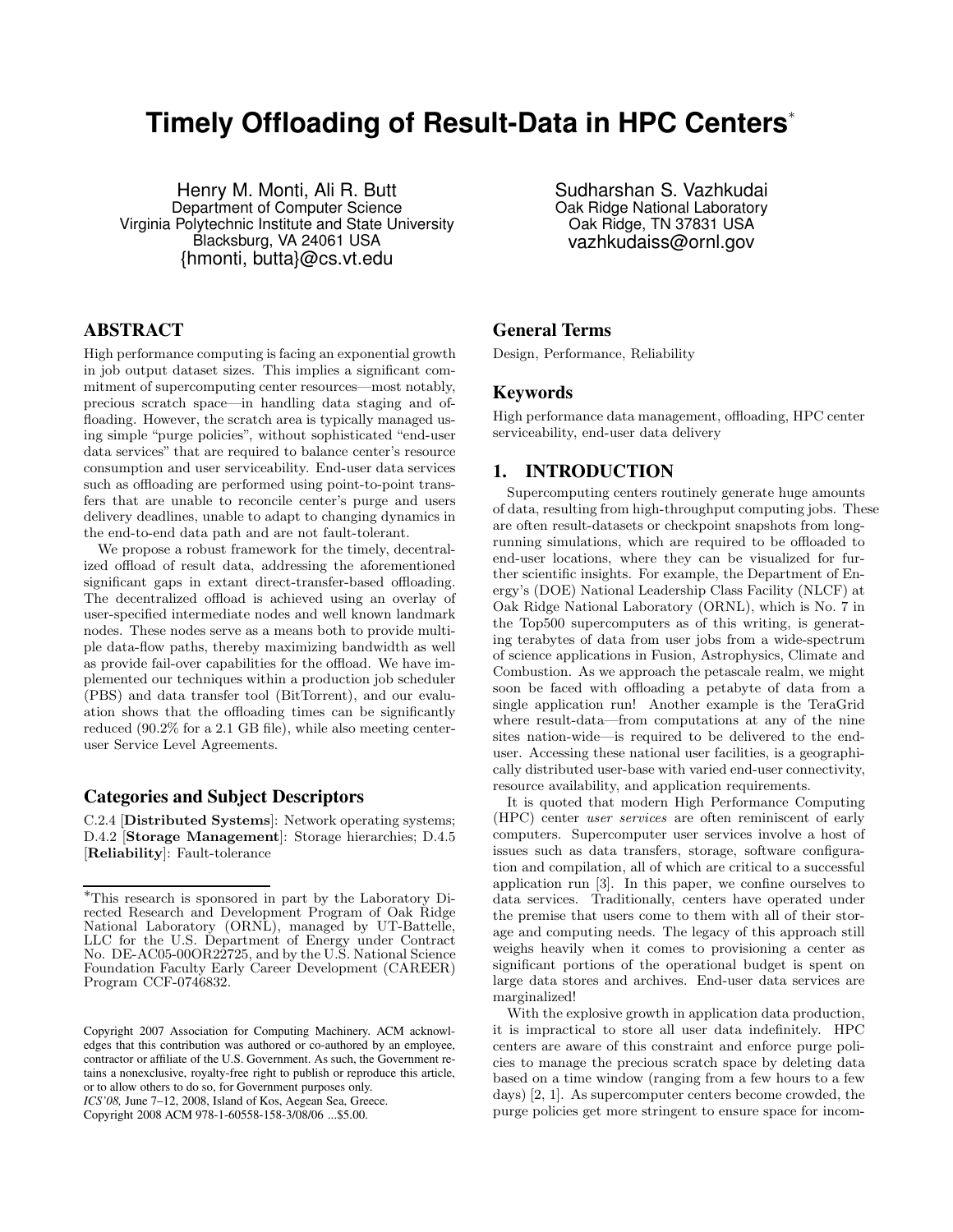# Timely Offloading of Result-Data in HPC Centers*

Henry M. Monti, Ali R. Butt
Department of Computer Science
Virginia Polytechnic Institute and State University
Blacksburg, VA 24061 USA
{hmonti, butta}@cs.vt.edu

Sudharshan S. Vazhkudai
Oak Ridge National Laboratory
Oak Ridge, TN 37831 USA
vazhkudaiss@ornl.gov

## ABSTRACT

High performance computing is facing an exponential growth in job output dataset sizes. This implies a significant commitment of supercomputing center resources—most notably, precious scratch space—in handling data staging and offloading. However, the scratch area is typically managed using simple "purge policies", without sophisticated "end-user data services" that are required to balance center's resource consumption and user serviceability. End-user data services such as offloading are performed using point-to-point transfers that are unable to reconcile center's purge and users delivery deadlines, unable to adapt to changing dynamics in the end-to-end data path and are not fault-tolerant.

We propose a robust framework for the timely, decentralized offload of result data, addressing the aforementioned significant gaps in extant direct-transfer-based offloading. The decentralized offload is achieved using an overlay of user-specified intermediate nodes and well known landmark nodes. These nodes serve as a means both to provide multiple data-flow paths, thereby maximizing bandwidth as well as provide fail-over capabilities for the offload. We have implemented our techniques within a production job scheduler (PBS) and data transfer tool (BitTorrent), and our evaluation shows that the offloading times can be significantly reduced (90.2% for a 2.1 GB file), while also meeting center-user Service Level Agreements.

### Categories and Subject Descriptors

C.2.4 [**Distributed Systems**]: Network operating systems; D.4.2 [**Storage Management**]: Storage hierarchies; D.4.5 [**Reliability**]: Fault-tolerance

*This research is sponsored in part by the Laboratory Directed Research and Development Program of Oak Ridge National Laboratory (ORNL), managed by UT-Battelle, LLC for the U.S. Department of Energy under Contract No. DE-AC05-00OR22725, and by the U.S. National Science Foundation Faculty Early Career Development (CAREER) Program CCF-0746832.

Copyright 2007 Association for Computing Machinery. ACM acknowledges that this contribution was authored or co-authored by an employee, contractor or affiliate of the U.S. Government. As such, the Government retains a nonexclusive, royalty-free right to publish or reproduce this article, or to allow others to do so, for Government purposes only.
*ICS'08,* June 7–12, 2008, Island of Kos, Aegean Sea, Greece.
Copyright 2008 ACM 978-1-60558-158-3/08/06 ...$5.00.

### General Terms

Design, Performance, Reliability

### Keywords

High performance data management, offloading, HPC center serviceability, end-user data delivery

## 1. INTRODUCTION

Supercomputing centers routinely generate huge amounts of data, resulting from high-throughput computing jobs. These are often result-datasets or checkpoint snapshots from long-running simulations, which are required to be offloaded to end-user locations, where they can be visualized for further scientific insights. For example, the Department of Energy's (DOE) National Leadership Class Facility (NLCF) at Oak Ridge National Laboratory (ORNL), which is No. 7 in the Top500 supercomputers as of this writing, is generating terabytes of data from user jobs from a wide-spectrum of science applications in Fusion, Astrophysics, Climate and Combustion. As we approach the petascale realm, we might soon be faced with offloading a petabyte of data from a single application run! Another example is the TeraGrid where result-data—from computations at any of the nine sites nation-wide—is required to be delivered to the end-user. Accessing these national user facilities, is a geographically distributed user-base with varied end-user connectivity, resource availability, and application requirements.

It is quoted that modern High Performance Computing (HPC) center *user services* are often reminiscent of early computers. Supercomputer user services involve a host of issues such as data transfers, storage, software configuration and compilation, all of which are critical to a successful application run [3]. In this paper, we confine ourselves to data services. Traditionally, centers have operated under the premise that users come to them with all of their storage and computing needs. The legacy of this approach still weighs heavily when it comes to provisioning a center as significant portions of the operational budget is spent on large data stores and archives. End-user data services are marginalized!

With the explosive growth in application data production, it is impractical to store all user data indefinitely. HPC centers are aware of this constraint and enforce purge policies to manage the precious scratch space by deleting data based on a time window (ranging from a few hours to a few days) [2, 1]. As supercomputer centers become crowded, the purge policies get more stringent to ensure space for incom-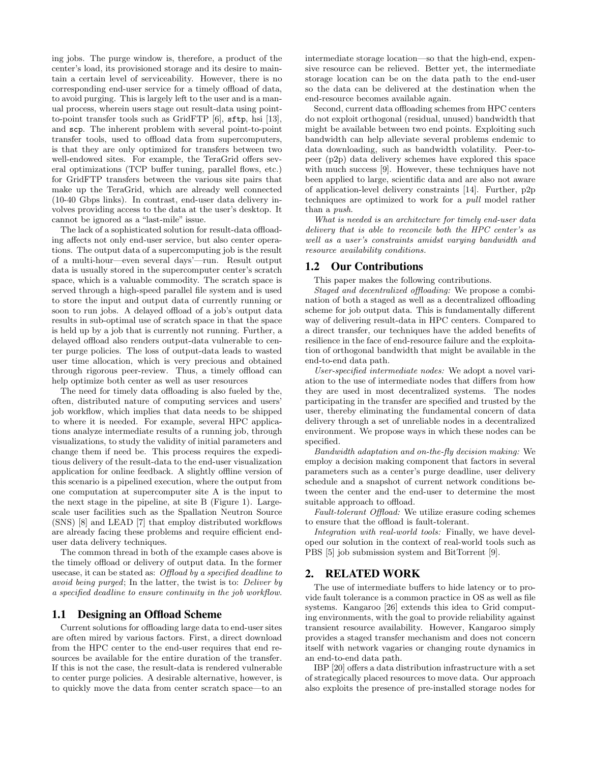ing jobs. The purge window is, therefore, a product of the center's load, its provisioned storage and its desire to maintain a certain level of serviceability. However, there is no corresponding end-user service for a timely offload of data, to avoid purging. This is largely left to the user and is a manual process, wherein users stage out result-data using point-to-point transfer tools such as GridFTP [6], `sftp`, hsi [13], and `scp`. The inherent problem with several point-to-point transfer tools, used to offload data from supercomputers, is that they are only optimized for transfers between two well-endowed sites. For example, the TeraGrid offers several optimizations (TCP buffer tuning, parallel flows, etc.) for GridFTP transfers between the various site pairs that make up the TeraGrid, which are already well connected (10-40 Gbps links). In contrast, end-user data delivery involves providing access to the data at the user's desktop. It cannot be ignored as a "last-mile" issue.

The lack of a sophisticated solution for result-data offloading affects not only end-user service, but also center operations. The output data of a supercomputing job is the result of a multi-hour—even several days'—run. Result output data is usually stored in the supercomputer center's scratch space, which is a valuable commodity. The scratch space is served through a high-speed parallel file system and is used to store the input and output data of currently running or soon to run jobs. A delayed offload of a job's output data results in sub-optimal use of scratch space in that the space is held up by a job that is currently not running. Further, a delayed offload also renders output-data vulnerable to center purge policies. The loss of output-data leads to wasted user time allocation, which is very precious and obtained through rigorous peer-review. Thus, a timely offload can help optimize both center as well as user resources

The need for timely data offloading is also fueled by the, often, distributed nature of computing services and users' job workflow, which implies that data needs to be shipped to where it is needed. For example, several HPC applications analyze intermediate results of a running job, through visualizations, to study the validity of initial parameters and change them if need be. This process requires the expeditious delivery of the result-data to the end-user visualization application for online feedback. A slightly offline version of this scenario is a pipelined execution, where the output from one computation at supercomputer site A is the input to the next stage in the pipeline, at site B (Figure 1). Large-scale user facilities such as the Spallation Neutron Source (SNS) [8] and LEAD [7] that employ distributed workflows are already facing these problems and require efficient end-user data delivery techniques.

The common thread in both of the example cases above is the timely offload or delivery of output data. In the former usecase, it can be stated as: *Offload by a specified deadline to avoid being purged*; In the latter, the twist is to: *Deliver by a specified deadline to ensure continuity in the job workflow*.

## 1.1 Designing an Offload Scheme

Current solutions for offloading large data to end-user sites are often mired by various factors. First, a direct download from the HPC center to the end-user requires that end resources be available for the entire duration of the transfer. If this is not the case, the result-data is rendered vulnerable to center purge policies. A desirable alternative, however, is to quickly move the data from center scratch space—to an intermediate storage location—so that the high-end, expensive resource can be relieved. Better yet, the intermediate storage location can be on the data path to the end-user so the data can be delivered at the destination when the end-resource becomes available again.

Second, current data offloading schemes from HPC centers do not exploit orthogonal (residual, unused) bandwidth that might be available between two end points. Exploiting such bandwidth can help alleviate several problems endemic to data downloading, such as bandwidth volatility. Peer-to-peer (p2p) data delivery schemes have explored this space with much success [9]. However, these techniques have not been applied to large, scientific data and are also not aware of application-level delivery constraints [14]. Further, p2p techniques are optimized to work for a *pull* model rather than a *push*.

*What is needed is an architecture for timely end-user data delivery that is able to reconcile both the HPC center's as well as a user's constraints amidst varying bandwidth and resource availability conditions.*

## 1.2 Our Contributions

This paper makes the following contributions.

*Staged and decentralized offloading:* We propose a combination of both a staged as well as a decentralized offloading scheme for job output data. This is fundamentally different way of delivering result-data in HPC centers. Compared to a direct transfer, our techniques have the added benefits of resilience in the face of end-resource failure and the exploitation of orthogonal bandwidth that might be available in the end-to-end data path.

*User-specified intermediate nodes:* We adopt a novel variation to the use of intermediate nodes that differs from how they are used in most decentralized systems. The nodes participating in the transfer are specified and trusted by the user, thereby eliminating the fundamental concern of data delivery through a set of unreliable nodes in a decentralized environment. We propose ways in which these nodes can be specified.

*Bandwidth adaptation and on-the-fly decision making:* We employ a decision making component that factors in several parameters such as a center's purge deadline, user delivery schedule and a snapshot of current network conditions between the center and the end-user to determine the most suitable approach to offload.

*Fault-tolerant Offload:* We utilize erasure coding schemes to ensure that the offload is fault-tolerant.

*Integration with real-world tools:* Finally, we have developed our solution in the context of real-world tools such as PBS [5] job submission system and BitTorrent [9].

# 2. RELATED WORK

The use of intermediate buffers to hide latency or to provide fault tolerance is a common practice in OS as well as file systems. Kangaroo [26] extends this idea to Grid computing environments, with the goal to provide reliability against transient resource availability. However, Kangaroo simply provides a staged transfer mechanism and does not concern itself with network vagaries or changing route dynamics in an end-to-end data path.

IBP [20] offers a data distribution infrastructure with a set of strategically placed resources to move data. Our approach also exploits the presence of pre-installed storage nodes for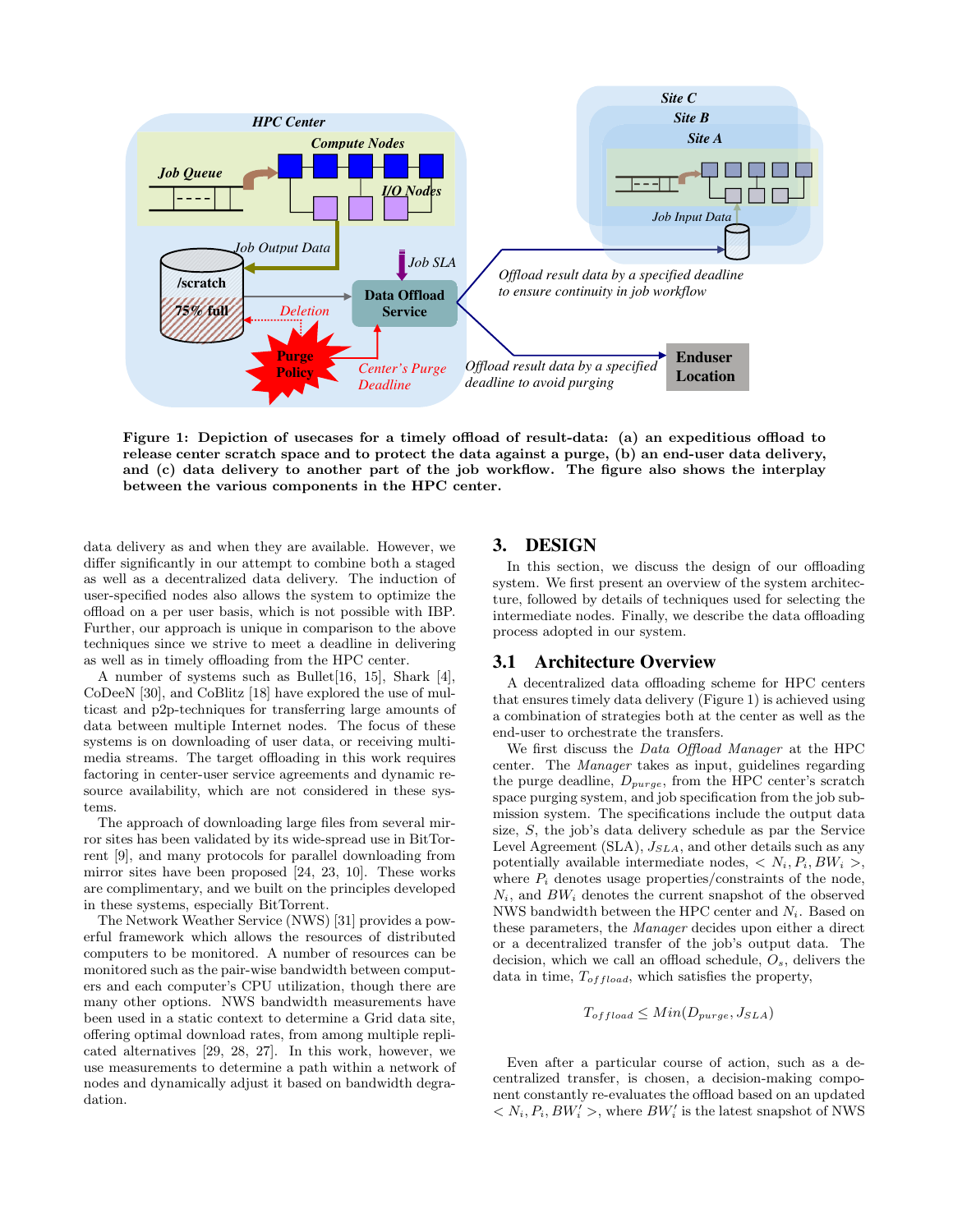**Figure 1: Depiction of usecases for a timely offload of result-data: (a) an expeditious offload to release center scratch space and to protect the data against a purge, (b) an end-user data delivery, and (c) data delivery to another part of the job workflow. The figure also shows the interplay between the various components in the HPC center.**

data delivery as and when they are available. However, we differ significantly in our attempt to combine both a staged as well as a decentralized data delivery. The induction of user-specified nodes also allows the system to optimize the offload on a per user basis, which is not possible with IBP. Further, our approach is unique in comparison to the above techniques since we strive to meet a deadline in delivering as well as in timely offloading from the HPC center.

A number of systems such as Bullet[16, 15], Shark [4], CoDeeN [30], and CoBlitz [18] have explored the use of multicast and p2p-techniques for transferring large amounts of data between multiple Internet nodes. The focus of these systems is on downloading of user data, or receiving multimedia streams. The target offloading in this work requires factoring in center-user service agreements and dynamic resource availability, which are not considered in these systems.

The approach of downloading large files from several mirror sites has been validated by its wide-spread use in BitTorrent [9], and many protocols for parallel downloading from mirror sites have been proposed [24, 23, 10]. These works are complimentary, and we built on the principles developed in these systems, especially BitTorrent.

The Network Weather Service (NWS) [31] provides a powerful framework which allows the resources of distributed computers to be monitored. A number of resources can be monitored such as the pair-wise bandwidth between computers and each computer's CPU utilization, though there are many other options. NWS bandwidth measurements have been used in a static context to determine a Grid data site, offering optimal download rates, from among multiple replicated alternatives [29, 28, 27]. In this work, however, we use measurements to determine a path within a network of nodes and dynamically adjust it based on bandwidth degradation.

## 3. DESIGN

In this section, we discuss the design of our offloading system. We first present an overview of the system architecture, followed by details of techniques used for selecting the intermediate nodes. Finally, we describe the data offloading process adopted in our system.

### 3.1 Architecture Overview

A decentralized data offloading scheme for HPC centers that ensures timely data delivery (Figure 1) is achieved using a combination of strategies both at the center as well as the end-user to orchestrate the transfers.

We first discuss the *Data Offload Manager* at the HPC center. The *Manager* takes as input, guidelines regarding the purge deadline, $D_{purge}$, from the HPC center's scratch space purging system, and job specification from the job submission system. The specifications include the output data size, $S$, the job's data delivery schedule as par the Service Level Agreement (SLA), $J_{SLA}$, and other details such as any potentially available intermediate nodes, $< N_i, P_i, BW_i >$, where $P_i$ denotes usage properties/constraints of the node, $N_i$, and $BW_i$ denotes the current snapshot of the observed NWS bandwidth between the HPC center and $N_i$. Based on these parameters, the *Manager* decides upon either a direct or a decentralized transfer of the job's output data. The decision, which we call an offload schedule, $O_s$, delivers the data in time, $T_{offload}$, which satisfies the property,

$$T_{offload} \leq Min(D_{purge}, J_{SLA})$$

Even after a particular course of action, such as a decentralized transfer, is chosen, a decision-making component constantly re-evaluates the offload based on an updated $< N_i, P_i, BW'_i >$, where $BW'_i$ is the latest snapshot of NWS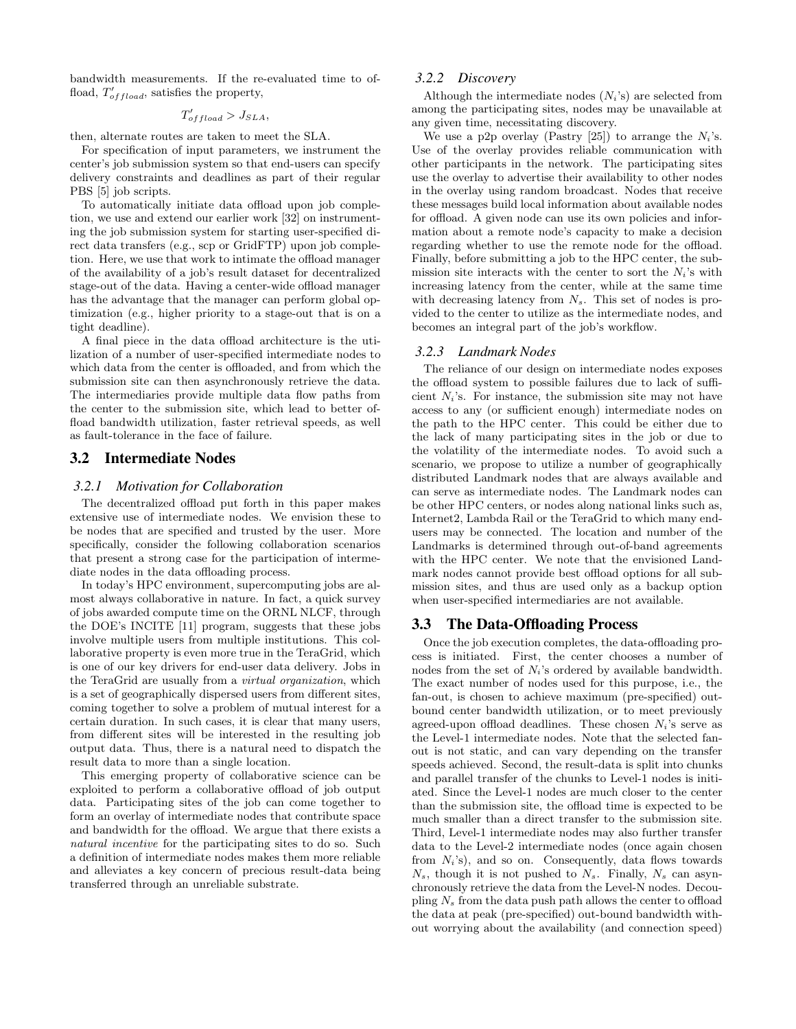bandwidth measurements. If the re-evaluated time to offload, $T'_{offload}$, satisfies the property,

$$T'_{offload} > J_{SLA},$$

then, alternate routes are taken to meet the SLA.

For specification of input parameters, we instrument the center's job submission system so that end-users can specify delivery constraints and deadlines as part of their regular PBS [5] job scripts.

To automatically initiate data offload upon job completion, we use and extend our earlier work [32] on instrumenting the job submission system for starting user-specified direct data transfers (e.g., scp or GridFTP) upon job completion. Here, we use that work to intimate the offload manager of the availability of a job's result dataset for decentralized stage-out of the data. Having a center-wide offload manager has the advantage that the manager can perform global optimization (e.g., higher priority to a stage-out that is on a tight deadline).

A final piece in the data offload architecture is the utilization of a number of user-specified intermediate nodes to which data from the center is offloaded, and from which the submission site can then asynchronously retrieve the data. The intermediaries provide multiple data flow paths from the center to the submission site, which lead to better offload bandwidth utilization, faster retrieval speeds, as well as fault-tolerance in the face of failure.

## 3.2 Intermediate Nodes

### 3.2.1 Motivation for Collaboration

The decentralized offload put forth in this paper makes extensive use of intermediate nodes. We envision these to be nodes that are specified and trusted by the user. More specifically, consider the following collaboration scenarios that present a strong case for the participation of intermediate nodes in the data offloading process.

In today's HPC environment, supercomputing jobs are almost always collaborative in nature. In fact, a quick survey of jobs awarded compute time on the ORNL NLCF, through the DOE's INCITE [11] program, suggests that these jobs involve multiple users from multiple institutions. This collaborative property is even more true in the TeraGrid, which is one of our key drivers for end-user data delivery. Jobs in the TeraGrid are usually from a *virtual organization*, which is a set of geographically dispersed users from different sites, coming together to solve a problem of mutual interest for a certain duration. In such cases, it is clear that many users, from different sites will be interested in the resulting job output data. Thus, there is a natural need to dispatch the result data to more than a single location.

This emerging property of collaborative science can be exploited to perform a collaborative offload of job output data. Participating sites of the job can come together to form an overlay of intermediate nodes that contribute space and bandwidth for the offload. We argue that there exists a *natural incentive* for the participating sites to do so. Such a definition of intermediate nodes makes them more reliable and alleviates a key concern of precious result-data being transferred through an unreliable substrate.

### 3.2.2 Discovery

Although the intermediate nodes ($N_i$'s) are selected from among the participating sites, nodes may be unavailable at any given time, necessitating discovery.

We use a p2p overlay (Pastry [25]) to arrange the $N_i$'s. Use of the overlay provides reliable communication with other participants in the network. The participating sites use the overlay to advertise their availability to other nodes in the overlay using random broadcast. Nodes that receive these messages build local information about available nodes for offload. A given node can use its own policies and information about a remote node's capacity to make a decision regarding whether to use the remote node for the offload. Finally, before submitting a job to the HPC center, the submission site interacts with the center to sort the $N_i$'s with increasing latency from the center, while at the same time with decreasing latency from $N_s$. This set of nodes is provided to the center to utilize as the intermediate nodes, and becomes an integral part of the job's workflow.

### 3.2.3 Landmark Nodes

The reliance of our design on intermediate nodes exposes the offload system to possible failures due to lack of sufficient $N_i$'s. For instance, the submission site may not have access to any (or sufficient enough) intermediate nodes on the path to the HPC center. This could be either due to the lack of many participating sites in the job or due to the volatility of the intermediate nodes. To avoid such a scenario, we propose to utilize a number of geographically distributed Landmark nodes that are always available and can serve as intermediate nodes. The Landmark nodes can be other HPC centers, or nodes along national links such as, Internet2, Lambda Rail or the TeraGrid to which many end-users may be connected. The location and number of the Landmarks is determined through out-of-band agreements with the HPC center. We note that the envisioned Landmark nodes cannot provide best offload options for all submission sites, and thus are used only as a backup option when user-specified intermediaries are not available.

## 3.3 The Data-Offloading Process

Once the job execution completes, the data-offloading process is initiated. First, the center chooses a number of nodes from the set of $N_i$'s ordered by available bandwidth. The exact number of nodes used for this purpose, i.e., the fan-out, is chosen to achieve maximum (pre-specified) outbound center bandwidth utilization, or to meet previously agreed-upon offload deadlines. These chosen $N_i$'s serve as the Level-1 intermediate nodes. Note that the selected fan-out is not static, and can vary depending on the transfer speeds achieved. Second, the result-data is split into chunks and parallel transfer of the chunks to Level-1 nodes is initiated. Since the Level-1 nodes are much closer to the center than the submission site, the offload time is expected to be much smaller than a direct transfer to the submission site. Third, Level-1 intermediate nodes may also further transfer data to the Level-2 intermediate nodes (once again chosen from $N_i$'s), and so on. Consequently, data flows towards $N_s$, though it is not pushed to $N_s$. Finally, $N_s$ can asynchronously retrieve the data from the Level-N nodes. Decoupling $N_s$ from the data push path allows the center to offload the data at peak (pre-specified) out-bound bandwidth without worrying about the availability (and connection speed)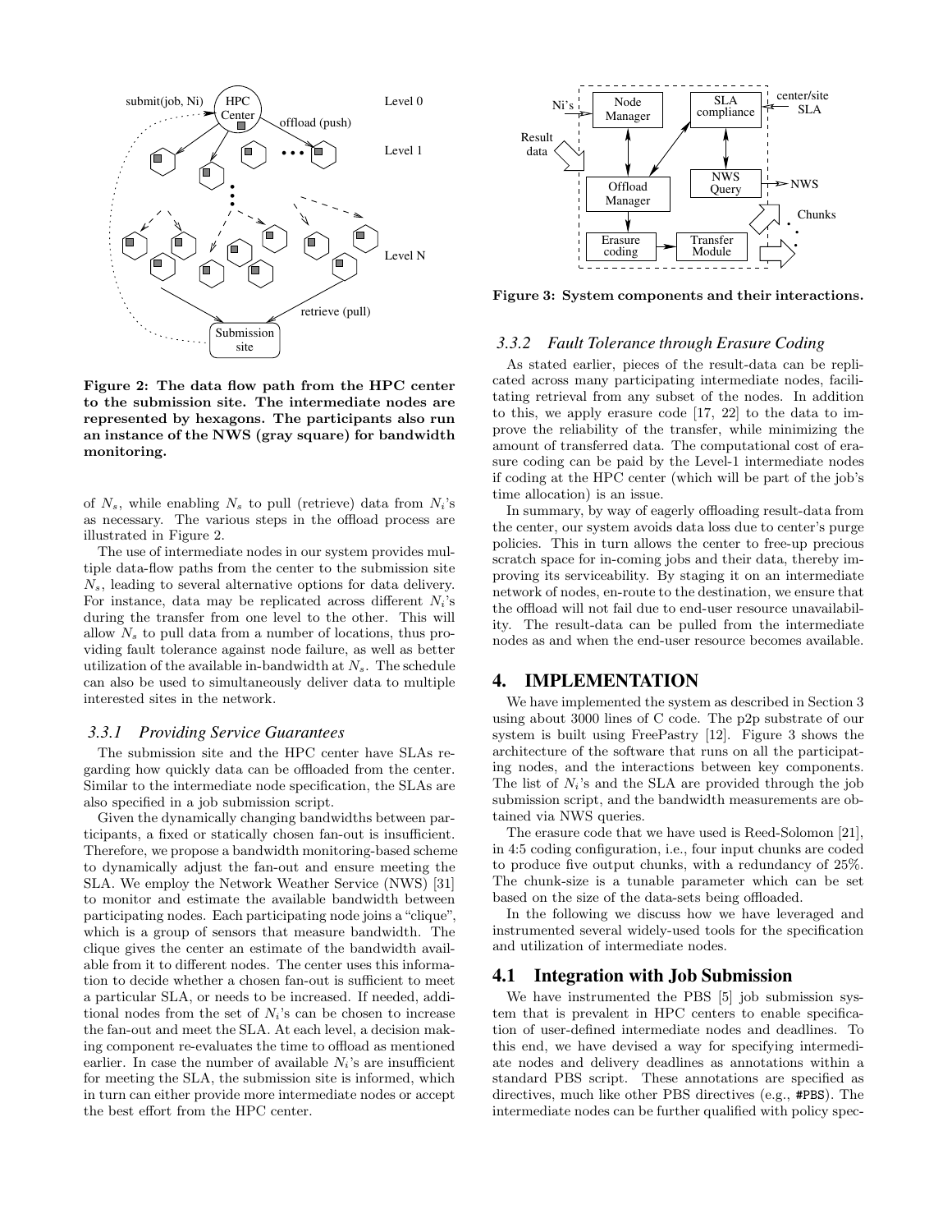Figure 2: The data flow path from the HPC center to the submission site. The intermediate nodes are represented by hexagons. The participants also run an instance of the NWS (gray square) for bandwidth monitoring.

of $N_s$, while enabling $N_s$ to pull (retrieve) data from $N_i$'s as necessary. The various steps in the offload process are illustrated in Figure 2.

The use of intermediate nodes in our system provides multiple data-flow paths from the center to the submission site $N_s$, leading to several alternative options for data delivery. For instance, data may be replicated across different $N_i$'s during the transfer from one level to the other. This will allow $N_s$ to pull data from a number of locations, thus providing fault tolerance against node failure, as well as better utilization of the available in-bandwidth at $N_s$. The schedule can also be used to simultaneously deliver data to multiple interested sites in the network.

### 3.3.1 Providing Service Guarantees

The submission site and the HPC center have SLAs regarding how quickly data can be offloaded from the center. Similar to the intermediate node specification, the SLAs are also specified in a job submission script.

Given the dynamically changing bandwidths between participants, a fixed or statically chosen fan-out is insufficient. Therefore, we propose a bandwidth monitoring-based scheme to dynamically adjust the fan-out and ensure meeting the SLA. We employ the Network Weather Service (NWS) [31] to monitor and estimate the available bandwidth between participating nodes. Each participating node joins a "clique", which is a group of sensors that measure bandwidth. The clique gives the center an estimate of the bandwidth available from it to different nodes. The center uses this information to decide whether a chosen fan-out is sufficient to meet a particular SLA, or needs to be increased. If needed, additional nodes from the set of $N_i$'s can be chosen to increase the fan-out and meet the SLA. At each level, a decision making component re-evaluates the time to offload as mentioned earlier. In case the number of available $N_i$'s are insufficient for meeting the SLA, the submission site is informed, which in turn can either provide more intermediate nodes or accept the best effort from the HPC center.

Figure 3: System components and their interactions.

### 3.3.2 Fault Tolerance through Erasure Coding

As stated earlier, pieces of the result-data can be replicated across many participating intermediate nodes, facilitating retrieval from any subset of the nodes. In addition to this, we apply erasure code [17, 22] to the data to improve the reliability of the transfer, while minimizing the amount of transferred data. The computational cost of erasure coding can be paid by the Level-1 intermediate nodes if coding at the HPC center (which will be part of the job's time allocation) is an issue.

In summary, by way of eagerly offloading result-data from the center, our system avoids data loss due to center's purge policies. This in turn allows the center to free-up precious scratch space for in-coming jobs and their data, thereby improving its serviceability. By staging it on an intermediate network of nodes, en-route to the destination, we ensure that the offload will not fail due to end-user resource unavailability. The result-data can be pulled from the intermediate nodes as and when the end-user resource becomes available.

## 4. IMPLEMENTATION

We have implemented the system as described in Section 3 using about 3000 lines of C code. The p2p substrate of our system is built using FreePastry [12]. Figure 3 shows the architecture of the software that runs on all the participating nodes, and the interactions between key components. The list of $N_i$'s and the SLA are provided through the job submission script, and the bandwidth measurements are obtained via NWS queries.

The erasure code that we have used is Reed-Solomon [21], in 4:5 coding configuration, i.e., four input chunks are coded to produce five output chunks, with a redundancy of 25%. The chunk-size is a tunable parameter which can be set based on the size of the data-sets being offloaded.

In the following we discuss how we have leveraged and instrumented several widely-used tools for the specification and utilization of intermediate nodes.

## 4.1 Integration with Job Submission

We have instrumented the PBS [5] job submission system that is prevalent in HPC centers to enable specification of user-defined intermediate nodes and deadlines. To this end, we have devised a way for specifying intermediate nodes and delivery deadlines as annotations within a standard PBS script. These annotations are specified as directives, much like other PBS directives (e.g., `#PBS`). The intermediate nodes can be further qualified with policy spec-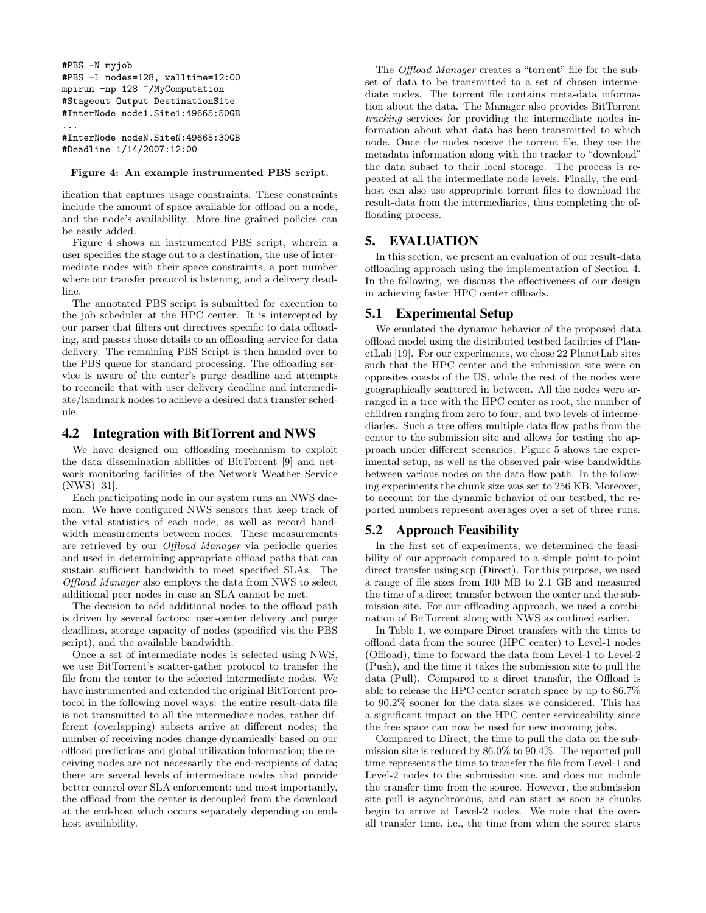```
#PBS -N myjob
#PBS -l nodes=128, walltime=12:00
mpirun -np 128 ~/MyComputation
#Stageout Output DestinationSite
#InterNode node1.Site1:49665:50GB
...
#InterNode nodeN.SiteN:49665:30GB
#Deadline 1/14/2007:12:00
```

**Figure 4: An example instrumented PBS script.**

ification that captures usage constraints. These constraints include the amount of space available for offload on a node, and the node's availability. More fine grained policies can be easily added.

Figure 4 shows an instrumented PBS script, wherein a user specifies the stage out to a destination, the use of intermediate nodes with their space constraints, a port number where our transfer protocol is listening, and a delivery deadline.

The annotated PBS script is submitted for execution to the job scheduler at the HPC center. It is intercepted by our parser that filters out directives specific to data offloading, and passes those details to an offloading service for data delivery. The remaining PBS Script is then handed over to the PBS queue for standard processing. The offloading service is aware of the center's purge deadline and attempts to reconcile that with user delivery deadline and intermediate/landmark nodes to achieve a desired data transfer schedule.

## 4.2 Integration with BitTorrent and NWS

We have designed our offloading mechanism to exploit the data dissemination abilities of BitTorrent [9] and network monitoring facilities of the Network Weather Service (NWS) [31].

Each participating node in our system runs an NWS daemon. We have configured NWS sensors that keep track of the vital statistics of each node, as well as record bandwidth measurements between nodes. These measurements are retrieved by our *Offload Manager* via periodic queries and used in determining appropriate offload paths that can sustain sufficient bandwidth to meet specified SLAs. The *Offload Manager* also employs the data from NWS to select additional peer nodes in case an SLA cannot be met.

The decision to add additional nodes to the offload path is driven by several factors: user-center delivery and purge deadlines, storage capacity of nodes (specified via the PBS script), and the available bandwidth.

Once a set of intermediate nodes is selected using NWS, we use BitTorrent's scatter-gather protocol to transfer the file from the center to the selected intermediate nodes. We have instrumented and extended the original BitTorrent protocol in the following novel ways: the entire result-data file is not transmitted to all the intermediate nodes, rather different (overlapping) subsets arrive at different nodes; the number of receiving nodes change dynamically based on our offload predictions and global utilization information; the receiving nodes are not necessarily the end-recipients of data; there are several levels of intermediate nodes that provide better control over SLA enforcement; and most importantly, the offload from the center is decoupled from the download at the end-host which occurs separately depending on end-host availability.

The *Offload Manager* creates a "torrent" file for the subset of data to be transmitted to a set of chosen intermediate nodes. The torrent file contains meta-data information about the data. The Manager also provides BitTorrent *tracking* services for providing the intermediate nodes information about what data has been transmitted to which node. Once the nodes receive the torrent file, they use the metadata information along with the tracker to "download" the data subset to their local storage. The process is repeated at all the intermediate node levels. Finally, the end-host can also use appropriate torrent files to download the result-data from the intermediaries, thus completing the offloading process.

# 5. EVALUATION

In this section, we present an evaluation of our result-data offloading approach using the implementation of Section 4. In the following, we discuss the effectiveness of our design in achieving faster HPC center offloads.

## 5.1 Experimental Setup

We emulated the dynamic behavior of the proposed data offload model using the distributed testbed facilities of PlanetLab [19]. For our experiments, we chose 22 PlanetLab sites such that the HPC center and the submission site were on opposites coasts of the US, while the rest of the nodes were geographically scattered in between. All the nodes were arranged in a tree with the HPC center as root, the number of children ranging from zero to four, and two levels of intermediaries. Such a tree offers multiple data flow paths from the center to the submission site and allows for testing the approach under different scenarios. Figure 5 shows the experimental setup, as well as the observed pair-wise bandwidths between various nodes on the data flow path. In the following experiments the chunk size was set to 256 KB. Moreover, to account for the dynamic behavior of our testbed, the reported numbers represent averages over a set of three runs.

## 5.2 Approach Feasibility

In the first set of experiments, we determined the feasibility of our approach compared to a simple point-to-point direct transfer using scp (Direct). For this purpose, we used a range of file sizes from 100 MB to 2.1 GB and measured the time of a direct transfer between the center and the submission site. For our offloading approach, we used a combination of BitTorrent along with NWS as outlined earlier.

In Table 1, we compare Direct transfers with the times to offload data from the source (HPC center) to Level-1 nodes (Offload), time to forward the data from Level-1 to Level-2 (Push), and the time it takes the submission site to pull the data (Pull). Compared to a direct transfer, the Offload is able to release the HPC center scratch space by up to 86.7% to 90.2% sooner for the data sizes we considered. This has a significant impact on the HPC center serviceability since the free space can now be used for new incoming jobs.

Compared to Direct, the time to pull the data on the submission site is reduced by 86.0% to 90.4%. The reported pull time represents the time to transfer the file from Level-1 and Level-2 nodes to the submission site, and does not include the transfer time from the source. However, the submission site pull is asynchronous, and can start as soon as chunks begin to arrive at Level-2 nodes. We note that the overall transfer time, i.e., the time from when the source starts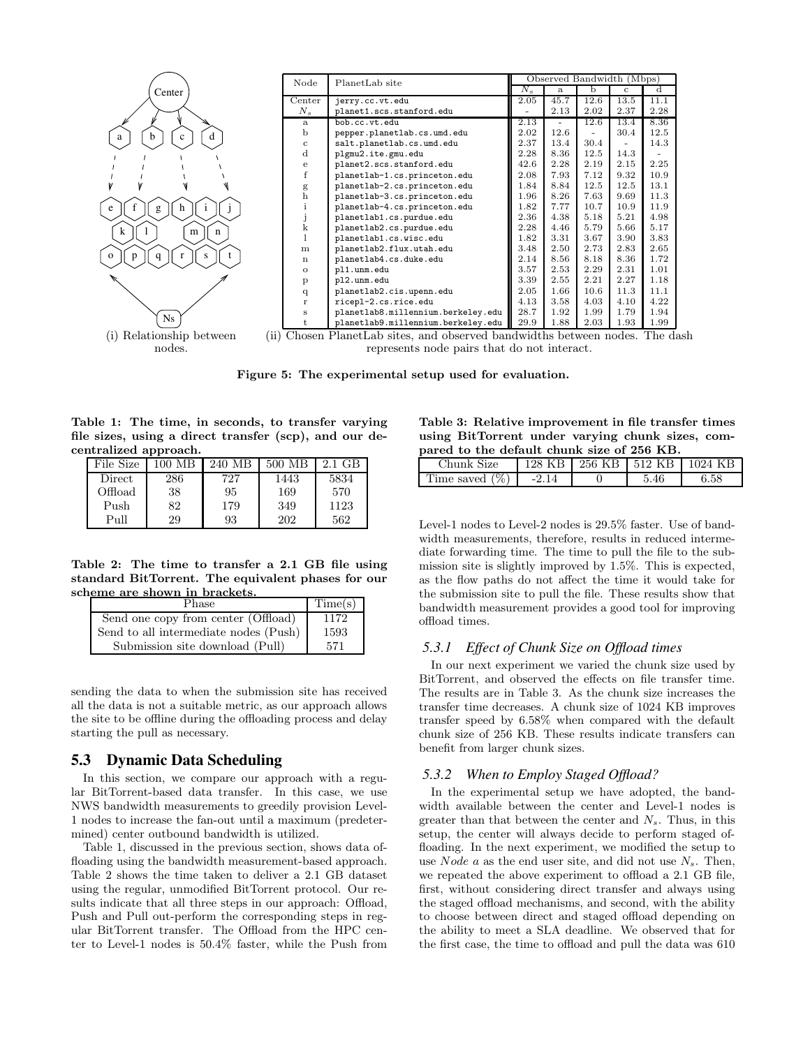(i) Relationship between nodes.

| Node | PlanetLab site | Observed Bandwidth (Mbps) | | | | |
|---|---|---|---|---|---|---|
| | | $N_s$ | a | b | c | d |
| Center | jerry.cc.vt.edu | 2.05 | 45.7 | 12.6 | 13.5 | 11.1 |
| $N_s$ | planet1.scs.stanford.edu | - | 2.13 | 2.02 | 2.37 | 2.28 |
| a | bob.cc.vt.edu | 2.13 | - | 12.6 | 13.4 | 8.36 |
| b | pepper.planetlab.cs.umd.edu | 2.02 | 12.6 | - | 30.4 | 12.5 |
| c | salt.planetlab.cs.umd.edu | 2.37 | 13.4 | 30.4 | - | 14.3 |
| d | plgmu2.ite.gmu.edu | 2.28 | 8.36 | 12.5 | 14.3 | - |
| e | planet2.scs.stanford.edu | 42.6 | 2.28 | 2.19 | 2.15 | 2.25 |
| f | planetlab-1.cs.princeton.edu | 2.08 | 7.93 | 7.12 | 9.32 | 10.9 |
| g | planetlab-2.cs.princeton.edu | 1.84 | 8.84 | 12.5 | 12.5 | 13.1 |
| h | planetlab-3.cs.princeton.edu | 1.96 | 8.26 | 7.63 | 9.69 | 11.3 |
| i | planetlab-4.cs.princeton.edu | 1.82 | 7.77 | 10.7 | 10.9 | 11.9 |
| j | planetlab1.cs.purdue.edu | 2.36 | 4.38 | 5.18 | 5.21 | 4.98 |
| k | planetlab2.cs.purdue.edu | 2.28 | 4.46 | 5.79 | 5.66 | 5.17 |
| l | planetlab1.cs.wisc.edu | 1.82 | 3.31 | 3.67 | 3.90 | 3.83 |
| m | planetlab2.flux.utah.edu | 3.48 | 2.50 | 2.73 | 2.83 | 2.65 |
| n | planetlab4.cs.duke.edu | 2.14 | 8.56 | 8.18 | 8.36 | 1.72 |
| o | pl1.unm.edu | 3.57 | 2.53 | 2.29 | 2.31 | 1.01 |
| p | pl2.unm.edu | 3.39 | 2.55 | 2.21 | 2.27 | 1.18 |
| q | planetlab2.cis.upenn.edu | 2.05 | 1.66 | 10.6 | 11.3 | 11.1 |
| r | ricepl-2.cs.rice.edu | 4.13 | 3.58 | 4.03 | 4.10 | 4.22 |
| s | planetlab8.millennium.berkeley.edu | 28.7 | 1.92 | 1.99 | 1.79 | 1.94 |
| t | planetlab9.millennium.berkeley.edu | 29.9 | 1.88 | 2.03 | 1.93 | 1.99 |

(ii) Chosen PlanetLab sites, and observed bandwidths between nodes. The dash represents node pairs that do not interact.

**Figure 5: The experimental setup used for evaluation.**

**Table 1: The time, in seconds, to transfer varying file sizes, using a direct transfer (scp), and our decentralized approach.**

| File Size | 100 MB | 240 MB | 500 MB | 2.1 GB |
|---|---|---|---|---|
| Direct | 286 | 727 | 1443 | 5834 |
| Offload | 38 | 95 | 169 | 570 |
| Push | 82 | 179 | 349 | 1123 |
| Pull | 29 | 93 | 202 | 562 |

**Table 2: The time to transfer a 2.1 GB file using standard BitTorrent. The equivalent phases for our scheme are shown in brackets.**

| Phase | Time(s) |
|---|---|
| Send one copy from center (Offload) | 1172 |
| Send to all intermediate nodes (Push) | 1593 |
| Submission site download (Pull) | 571 |

sending the data to when the submission site has received all the data is not a suitable metric, as our approach allows the site to be offline during the offloading process and delay starting the pull as necessary.

## 5.3 Dynamic Data Scheduling

In this section, we compare our approach with a regular BitTorrent-based data transfer. In this case, we use NWS bandwidth measurements to greedily provision Level-1 nodes to increase the fan-out until a maximum (predetermined) center outbound bandwidth is utilized.

Table 1, discussed in the previous section, shows data offloading using the bandwidth measurement-based approach. Table 2 shows the time taken to deliver a 2.1 GB dataset using the regular, unmodified BitTorrent protocol. Our results indicate that all three steps in our approach: Offload, Push and Pull out-perform the corresponding steps in regular BitTorrent transfer. The Offload from the HPC center to Level-1 nodes is 50.4% faster, while the Push from Level-1 nodes to Level-2 nodes is 29.5% faster. Use of bandwidth measurements, therefore, results in reduced intermediate forwarding time. The time to pull the file to the submission site is slightly improved by 1.5%. This is expected, as the flow paths do not affect the time it would take for the submission site to pull the file. These results show that bandwidth measurement provides a good tool for improving offload times.

**Table 3: Relative improvement in file transfer times using BitTorrent under varying chunk sizes, compared to the default chunk size of 256 KB.**

| Chunk Size | 128 KB | 256 KB | 512 KB | 1024 KB |
|---|---|---|---|---|
| Time saved (%) | -2.14 | 0 | 5.46 | 6.58 |

### 5.3.1 *Effect of Chunk Size on Offload times*

In our next experiment we varied the chunk size used by BitTorrent, and observed the effects on file transfer time. The results are in Table 3. As the chunk size increases the transfer time decreases. A chunk size of 1024 KB improves transfer speed by 6.58% when compared with the default chunk size of 256 KB. These results indicate transfers can benefit from larger chunk sizes.

### 5.3.2 *When to Employ Staged Offload?*

In the experimental setup we have adopted, the bandwidth available between the center and Level-1 nodes is greater than that between the center and $N_s$. Thus, in this setup, the center will always decide to perform staged offloading. In the next experiment, we modified the setup to use *Node a* as the end user site, and did not use $N_s$. Then, we repeated the above experiment to offload a 2.1 GB file, first, without considering direct transfer and always using the staged offload mechanisms, and second, with the ability to choose between direct and staged offload depending on the ability to meet a SLA deadline. We observed that for the first case, the time to offload and pull the data was 610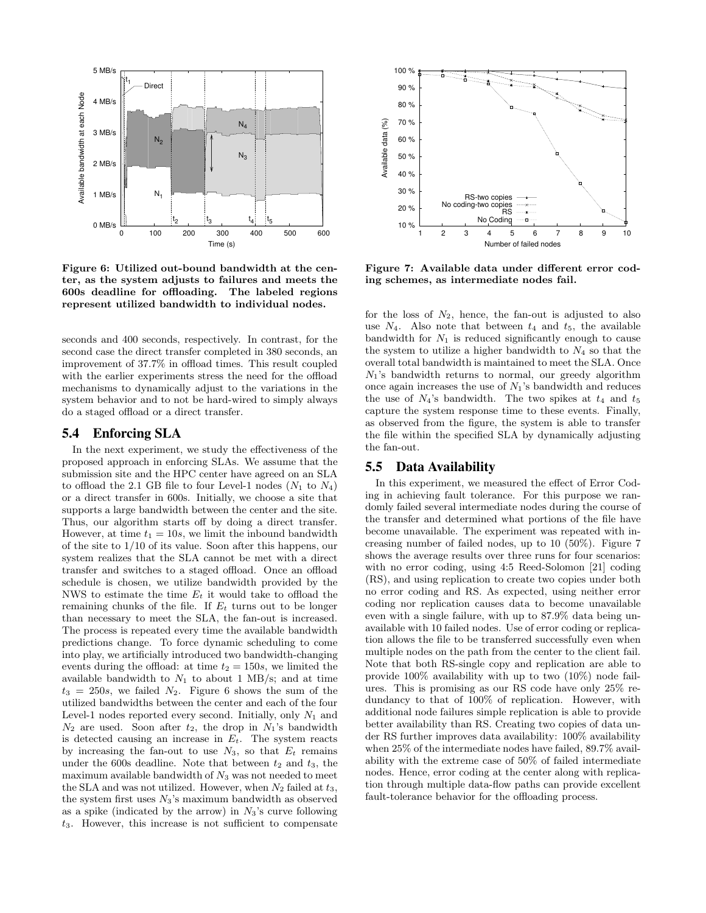**Figure 6: Utilized out-bound bandwidth at the center, as the system adjusts to failures and meets the 600s deadline for offloading. The labeled regions represent utilized bandwidth to individual nodes.**

**Figure 7: Available data under different error coding schemes, as intermediate nodes fail.**

seconds and 400 seconds, respectively. In contrast, for the second case the direct transfer completed in 380 seconds, an improvement of 37.7% in offload times. This result coupled with the earlier experiments stress the need for the offload mechanisms to dynamically adjust to the variations in the system behavior and to not be hard-wired to simply always do a staged offload or a direct transfer.

## 5.4 Enforcing SLA

In the next experiment, we study the effectiveness of the proposed approach in enforcing SLAs. We assume that the submission site and the HPC center have agreed on an SLA to offload the 2.1 GB file to four Level-1 nodes ($N_1$ to $N_4$) or a direct transfer in 600s. Initially, we choose a site that supports a large bandwidth between the center and the site. Thus, our algorithm starts off by doing a direct transfer. However, at time $t_1 = 10s$, we limit the inbound bandwidth of the site to 1/10 of its value. Soon after this happens, our system realizes that the SLA cannot be met with a direct transfer and switches to a staged offload. Once an offload schedule is chosen, we utilize bandwidth provided by the NWS to estimate the time $E_t$ it would take to offload the remaining chunks of the file. If $E_t$ turns out to be longer than necessary to meet the SLA, the fan-out is increased. The process is repeated every time the available bandwidth predictions change. To force dynamic scheduling to come into play, we artificially introduced two bandwidth-changing events during the offload: at time $t_2 = 150s$, we limited the available bandwidth to $N_1$ to about 1 MB/s; and at time $t_3 = 250s$, we failed $N_2$. Figure 6 shows the sum of the utilized bandwidths between the center and each of the four Level-1 nodes reported every second. Initially, only $N_1$ and $N_2$ are used. Soon after $t_2$, the drop in $N_1$'s bandwidth is detected causing an increase in $E_t$. The system reacts by increasing the fan-out to use $N_3$, so that $E_t$ remains under the 600s deadline. Note that between $t_2$ and $t_3$, the maximum available bandwidth of $N_3$ was not needed to meet the SLA and was not utilized. However, when $N_2$ failed at $t_3$, the system first uses $N_3$'s maximum bandwidth as observed as a spike (indicated by the arrow) in $N_3$'s curve following $t_3$. However, this increase is not sufficient to compensate for the loss of $N_2$, hence, the fan-out is adjusted to also use $N_4$. Also note that between $t_4$ and $t_5$, the available bandwidth for $N_1$ is reduced significantly enough to cause the system to utilize a higher bandwidth to $N_4$ so that the overall total bandwidth is maintained to meet the SLA. Once $N_1$'s bandwidth returns to normal, our greedy algorithm once again increases the use of $N_1$'s bandwidth and reduces the use of $N_4$'s bandwidth. The two spikes at $t_4$ and $t_5$ capture the system response time to these events. Finally, as observed from the figure, the system is able to transfer the file within the specified SLA by dynamically adjusting the fan-out.

## 5.5 Data Availability

In this experiment, we measured the effect of Error Coding in achieving fault tolerance. For this purpose we randomly failed several intermediate nodes during the course of the transfer and determined what portions of the file have become unavailable. The experiment was repeated with increasing number of failed nodes, up to 10 (50%). Figure 7 shows the average results over three runs for four scenarios: with no error coding, using 4:5 Reed-Solomon [21] coding (RS), and using replication to create two copies under both no error coding and RS. As expected, using neither error coding nor replication causes data to become unavailable even with a single failure, with up to 87.9% data being unavailable with 10 failed nodes. Use of error coding or replication allows the file to be transferred successfully even when multiple nodes on the path from the center to the client fail. Note that both RS-single copy and replication are able to provide 100% availability with up to two (10%) node failures. This is promising as our RS code have only 25% redundancy to that of 100% of replication. However, with additional node failures simple replication is able to provide better availability than RS. Creating two copies of data under RS further improves data availability: 100% availability when 25% of the intermediate nodes have failed, 89.7% availability with the extreme case of 50% of failed intermediate nodes. Hence, error coding at the center along with replication through multiple data-flow paths can provide excellent fault-tolerance behavior for the offloading process.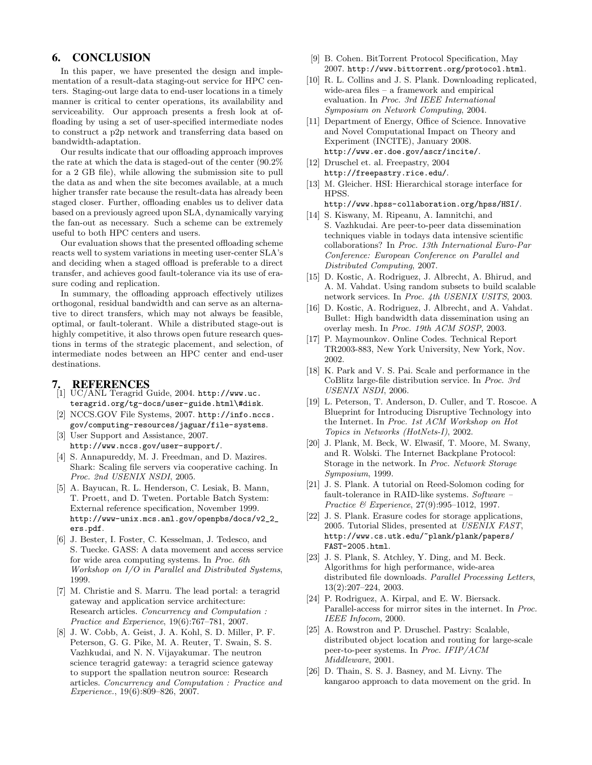## 6. CONCLUSION

In this paper, we have presented the design and implementation of a result-data staging-out service for HPC centers. Staging-out large data to end-user locations in a timely manner is critical to center operations, its availability and serviceability. Our approach presents a fresh look at offloading by using a set of user-specified intermediate nodes to construct a p2p network and transferring data based on bandwidth-adaptation.

Our results indicate that our offloading approach improves the rate at which the data is staged-out of the center (90.2% for a 2 GB file), while allowing the submission site to pull the data as and when the site becomes available, at a much higher transfer rate because the result-data has already been staged closer. Further, offloading enables us to deliver data based on a previously agreed upon SLA, dynamically varying the fan-out as necessary. Such a scheme can be extremely useful to both HPC centers and users.

Our evaluation shows that the presented offloading scheme reacts well to system variations in meeting user-center SLA's and deciding when a staged offload is preferable to a direct transfer, and achieves good fault-tolerance via its use of erasure coding and replication.

In summary, the offloading approach effectively utilizes orthogonal, residual bandwidth and can serve as an alternative to direct transfers, which may not always be feasible, optimal, or fault-tolerant. While a distributed stage-out is highly competitive, it also throws open future research questions in terms of the strategic placement, and selection, of intermediate nodes between an HPC center and end-user destinations.

## 7. REFERENCES

[1] UC/ANL Teragrid Guide, 2004. http://www.uc.teragrid.org/tg-docs/user-guide.html\#disk.

[2] NCCS.GOV File Systems, 2007. http://info.nccs.gov/computing-resources/jaguar/file-systems.

[3] User Support and Assistance, 2007. http://www.nccs.gov/user-support/.

[4] S. Annapureddy, M. J. Freedman, and D. Mazires. Shark: Scaling file servers via cooperative caching. In *Proc. 2nd USENIX NSDI*, 2005.

[5] A. Bayucan, R. L. Henderson, C. Lesiak, B. Mann, T. Proett, and D. Tweten. Portable Batch System: External reference specification, November 1999. http://www-unix.mcs.anl.gov/openpbs/docs/v2_2_ers.pdf.

[6] J. Bester, I. Foster, C. Kesselman, J. Tedesco, and S. Tuecke. GASS: A data movement and access service for wide area computing systems. In *Proc. 6th Workshop on I/O in Parallel and Distributed Systems*, 1999.

[7] M. Christie and S. Marru. The lead portal: a teragrid gateway and application service architecture: Research articles. *Concurrency and Computation : Practice and Experience*, 19(6):767–781, 2007.

[8] J. W. Cobb, A. Geist, J. A. Kohl, S. D. Miller, P. F. Peterson, G. G. Pike, M. A. Reuter, T. Swain, S. S. Vazhkudai, and N. N. Vijayakumar. The neutron science teragrid gateway: a teragrid science gateway to support the spallation neutron source: Research articles. *Concurrency and Computation : Practice and Experience.*, 19(6):809–826, 2007.

[9] B. Cohen. BitTorrent Protocol Specification, May 2007. http://www.bittorrent.org/protocol.html.

[10] R. L. Collins and J. S. Plank. Downloading replicated, wide-area files – a framework and empirical evaluation. In *Proc. 3rd IEEE International Symposium on Network Computing*, 2004.

[11] Department of Energy, Office of Science. Innovative and Novel Computational Impact on Theory and Experiment (INCITE), January 2008. http://www.er.doe.gov/ascr/incite/.

[12] Druschel et. al. Freepastry, 2004 http://freepastry.rice.edu/.

[13] M. Gleicher. HSI: Hierarchical storage interface for HPSS. http://www.hpss-collaboration.org/hpss/HSI/.

[14] S. Kiswany, M. Ripeanu, A. Iamnitchi, and S. Vazhkudai. Are peer-to-peer data dissemination techniques viable in todays data intensive scientific collaborations? In *Proc. 13th International Euro-Par Conference: European Conference on Parallel and Distributed Computing*, 2007.

[15] D. Kostic, A. Rodriguez, J. Albrecht, A. Bhirud, and A. M. Vahdat. Using random subsets to build scalable network services. In *Proc. 4th USENIX USITS*, 2003.

[16] D. Kostic, A. Rodriguez, J. Albrecht, and A. Vahdat. Bullet: High bandwidth data dissemination using an overlay mesh. In *Proc. 19th ACM SOSP*, 2003.

[17] P. Maymounkov. Online Codes. Technical Report TR2003-883, New York University, New York, Nov. 2002.

[18] K. Park and V. S. Pai. Scale and performance in the CoBlitz large-file distribution service. In *Proc. 3rd USENIX NSDI*, 2006.

[19] L. Peterson, T. Anderson, D. Culler, and T. Roscoe. A Blueprint for Introducing Disruptive Technology into the Internet. In *Proc. 1st ACM Workshop on Hot Topics in Networks (HotNets-I)*, 2002.

[20] J. Plank, M. Beck, W. Elwasif, T. Moore, M. Swany, and R. Wolski. The Internet Backplane Protocol: Storage in the network. In *Proc. Network Storage Symposium*, 1999.

[21] J. S. Plank. A tutorial on Reed-Solomon coding for fault-tolerance in RAID-like systems. *Software – Practice & Experience*, 27(9):995–1012, 1997.

[22] J. S. Plank. Erasure codes for storage applications, 2005. Tutorial Slides, presented at *USENIX FAST*, http://www.cs.utk.edu/~plank/plank/papers/FAST-2005.html.

[23] J. S. Plank, S. Atchley, Y. Ding, and M. Beck. Algorithms for high performance, wide-area distributed file downloads. *Parallel Processing Letters*, 13(2):207–224, 2003.

[24] P. Rodriguez, A. Kirpal, and E. W. Biersack. Parallel-access for mirror sites in the internet. In *Proc. IEEE Infocom*, 2000.

[25] A. Rowstron and P. Druschel. Pastry: Scalable, distributed object location and routing for large-scale peer-to-peer systems. In *Proc. IFIP/ACM Middleware*, 2001.

[26] D. Thain, S. S. J. Basney, and M. Livny. The kangaroo approach to data movement on the grid. In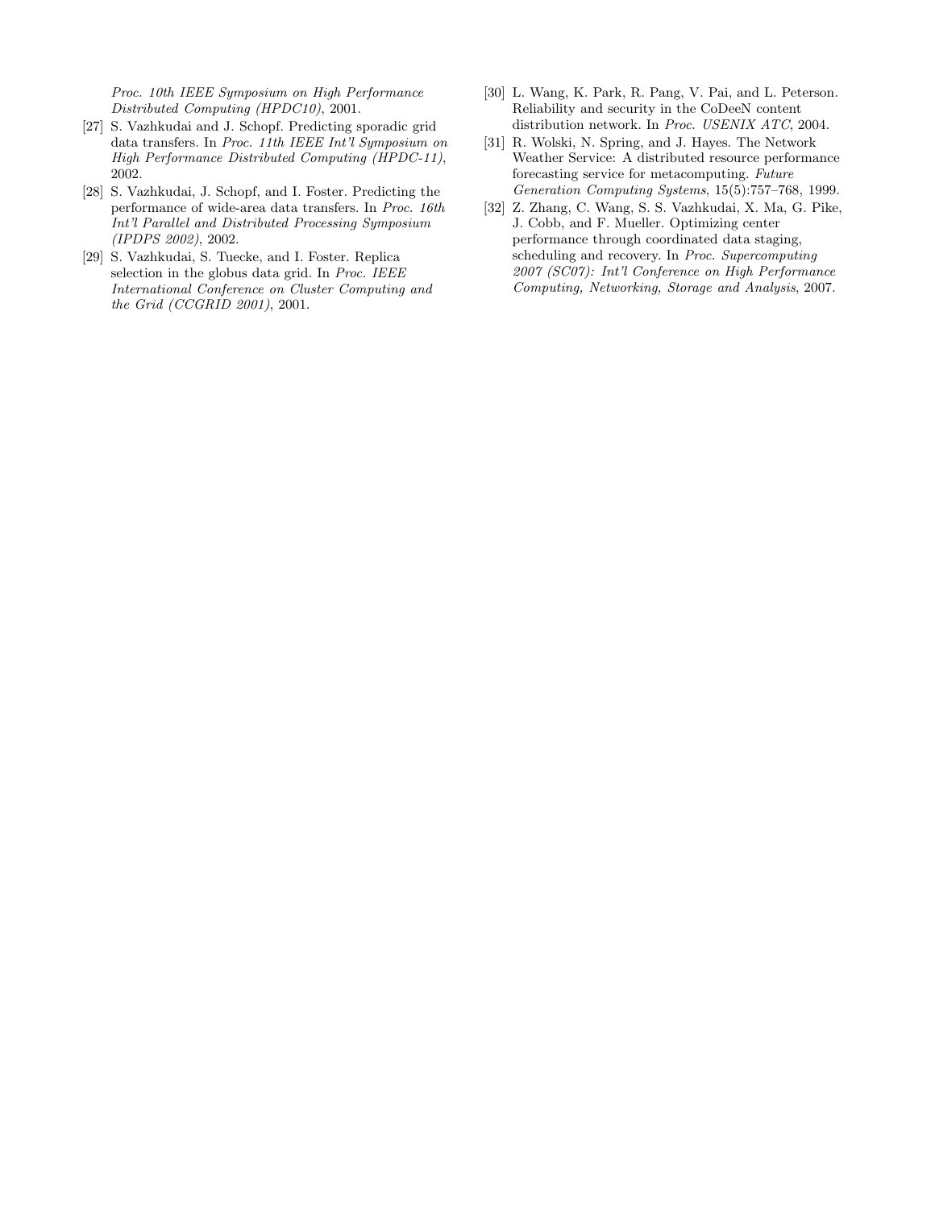*Proc. 10th IEEE Symposium on High Performance Distributed Computing (HPDC10)*, 2001.

[27] S. Vazhkudai and J. Schopf. Predicting sporadic grid data transfers. In *Proc. 11th IEEE Int'l Symposium on High Performance Distributed Computing (HPDC-11)*, 2002.

[28] S. Vazhkudai, J. Schopf, and I. Foster. Predicting the performance of wide-area data transfers. In *Proc. 16th Int'l Parallel and Distributed Processing Symposium (IPDPS 2002)*, 2002.

[29] S. Vazhkudai, S. Tuecke, and I. Foster. Replica selection in the globus data grid. In *Proc. IEEE International Conference on Cluster Computing and the Grid (CCGRID 2001)*, 2001.

[30] L. Wang, K. Park, R. Pang, V. Pai, and L. Peterson. Reliability and security in the CoDeeN content distribution network. In *Proc. USENIX ATC*, 2004.

[31] R. Wolski, N. Spring, and J. Hayes. The Network Weather Service: A distributed resource performance forecasting service for metacomputing. *Future Generation Computing Systems*, 15(5):757–768, 1999.

[32] Z. Zhang, C. Wang, S. S. Vazhkudai, X. Ma, G. Pike, J. Cobb, and F. Mueller. Optimizing center performance through coordinated data staging, scheduling and recovery. In *Proc. Supercomputing 2007 (SC07): Int'l Conference on High Performance Computing, Networking, Storage and Analysis*, 2007.